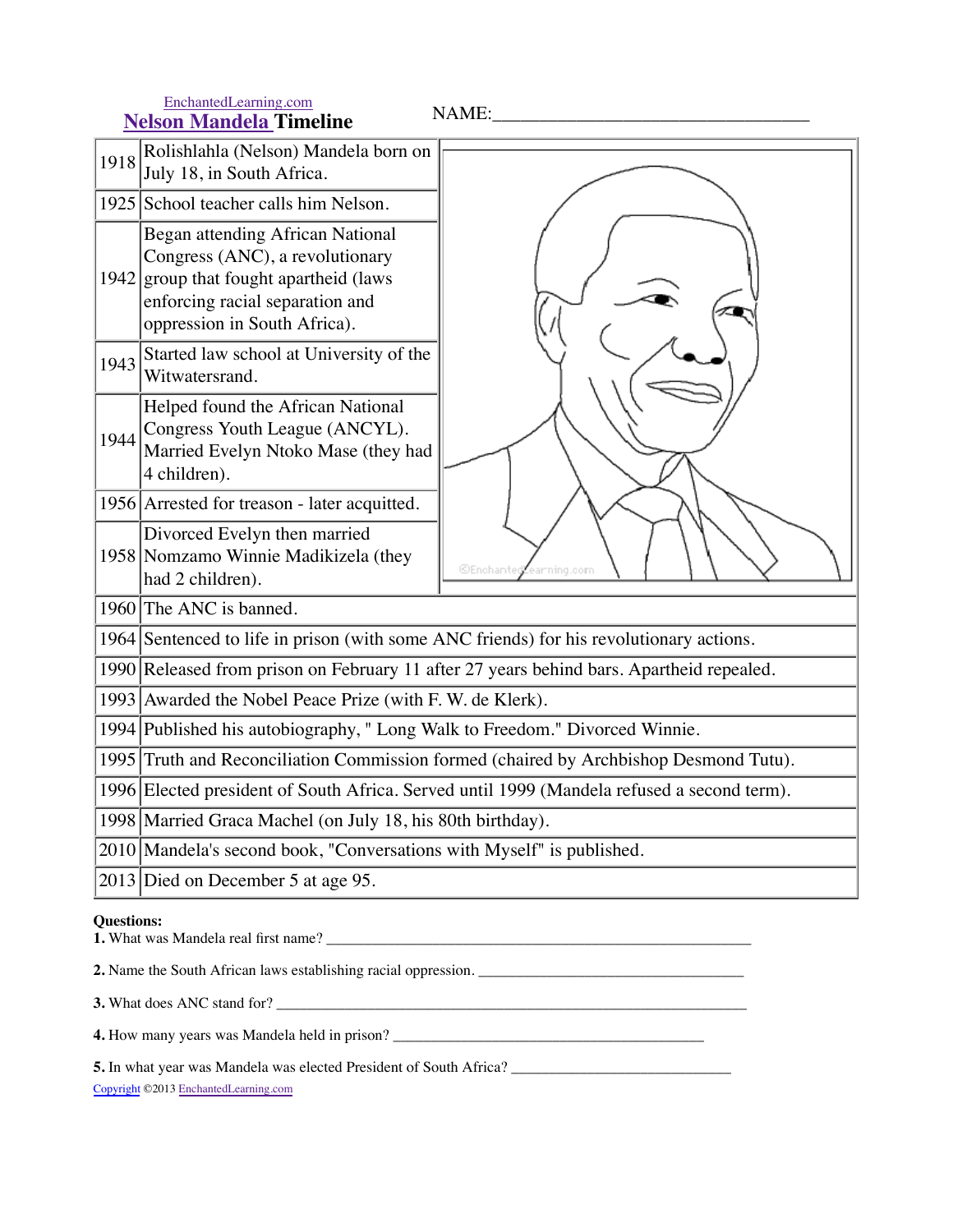EnchantedLearning.com

# Nelson Mandela Timeline

NAME:_________________________________

| Year | Event |
|---|---|
| 1918 | Rolishlahla (Nelson) Mandela born on July 18, in South Africa. |
| 1925 | School teacher calls him Nelson. |
| 1942 | Began attending African National Congress (ANC), a revolutionary group that fought apartheid (laws enforcing racial separation and oppression in South Africa). |
| 1943 | Started law school at University of the Witwatersrand. |
| 1944 | Helped found the African National Congress Youth League (ANCYL). Married Evelyn Ntoko Mase (they had 4 children). |
| 1956 | Arrested for treason - later acquitted. |
| 1958 | Divorced Evelyn then married Nomzamo Winnie Madikizela (they had 2 children). |
| 1960 | The ANC is banned. |
| 1964 | Sentenced to life in prison (with some ANC friends) for his revolutionary actions. |
| 1990 | Released from prison on February 11 after 27 years behind bars. Apartheid repealed. |
| 1993 | Awarded the Nobel Peace Prize (with F. W. de Klerk). |
| 1994 | Published his autobiography, " Long Walk to Freedom." Divorced Winnie. |
| 1995 | Truth and Reconciliation Commission formed (chaired by Archbishop Desmond Tutu). |
| 1996 | Elected president of South Africa. Served until 1999 (Mandela refused a second term). |
| 1998 | Married Graca Machel (on July 18, his 80th birthday). |
| 2010 | Mandela's second book, "Conversations with Myself" is published. |
| 2013 | Died on December 5 at age 95. |

**Questions:**

**1.** What was Mandela real first name? ______________________________________________________

**2.** Name the South African laws establishing racial oppression. ___________________________________

**3.** What does ANC stand for? ______________________________________________________________

**4.** How many years was Mandela held in prison? _____________________________________________

**5.** In what year was Mandela was elected President of South Africa? ____________________________

Copyright ©2013 EnchantedLearning.com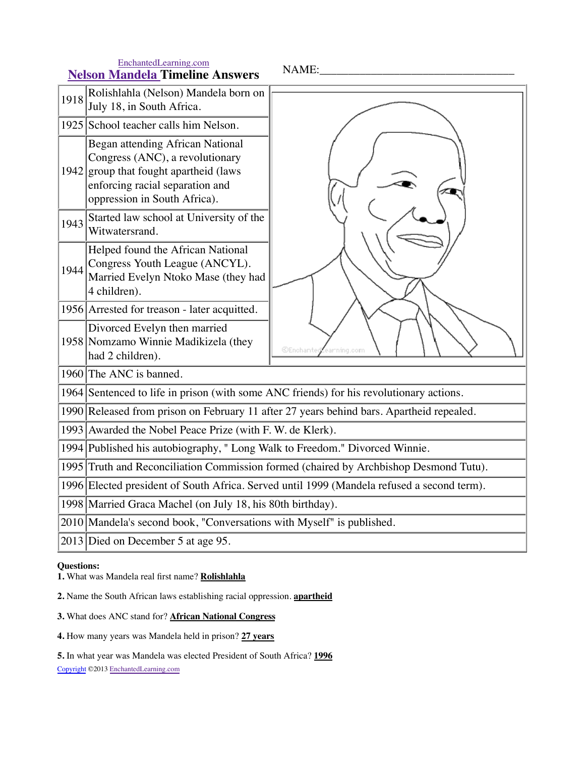EnchantedLearning.com

# Nelson Mandela Timeline Answers

NAME:________________________________

| | |
|---|---|
| 1918 | Rolishlahla (Nelson) Mandela born on July 18, in South Africa. |
| 1925 | School teacher calls him Nelson. |
| 1942 | Began attending African National Congress (ANC), a revolutionary group that fought apartheid (laws enforcing racial separation and oppression in South Africa). |
| 1943 | Started law school at University of the Witwatersrand. |
| 1944 | Helped found the African National Congress Youth League (ANCYL). Married Evelyn Ntoko Mase (they had 4 children). |
| 1956 | Arrested for treason - later acquitted. |
| 1958 | Divorced Evelyn then married Nomzamo Winnie Madikizela (they had 2 children). |
| 1960 | The ANC is banned. |
| 1964 | Sentenced to life in prison (with some ANC friends) for his revolutionary actions. |
| 1990 | Released from prison on February 11 after 27 years behind bars. Apartheid repealed. |
| 1993 | Awarded the Nobel Peace Prize (with F. W. de Klerk). |
| 1994 | Published his autobiography, " Long Walk to Freedom." Divorced Winnie. |
| 1995 | Truth and Reconciliation Commission formed (chaired by Archbishop Desmond Tutu). |
| 1996 | Elected president of South Africa. Served until 1999 (Mandela refused a second term). |
| 1998 | Married Graca Machel (on July 18, his 80th birthday). |
| 2010 | Mandela's second book, "Conversations with Myself" is published. |
| 2013 | Died on December 5 at age 95. |

**Questions:**

**1.** What was Mandela real first name? **Rolishlahla**

**2.** Name the South African laws establishing racial oppression. **apartheid**

**3.** What does ANC stand for? **African National Congress**

**4.** How many years was Mandela held in prison? **27 years**

**5.** In what year was Mandela was elected President of South Africa? **1996**

Copyright ©2013 EnchantedLearning.com